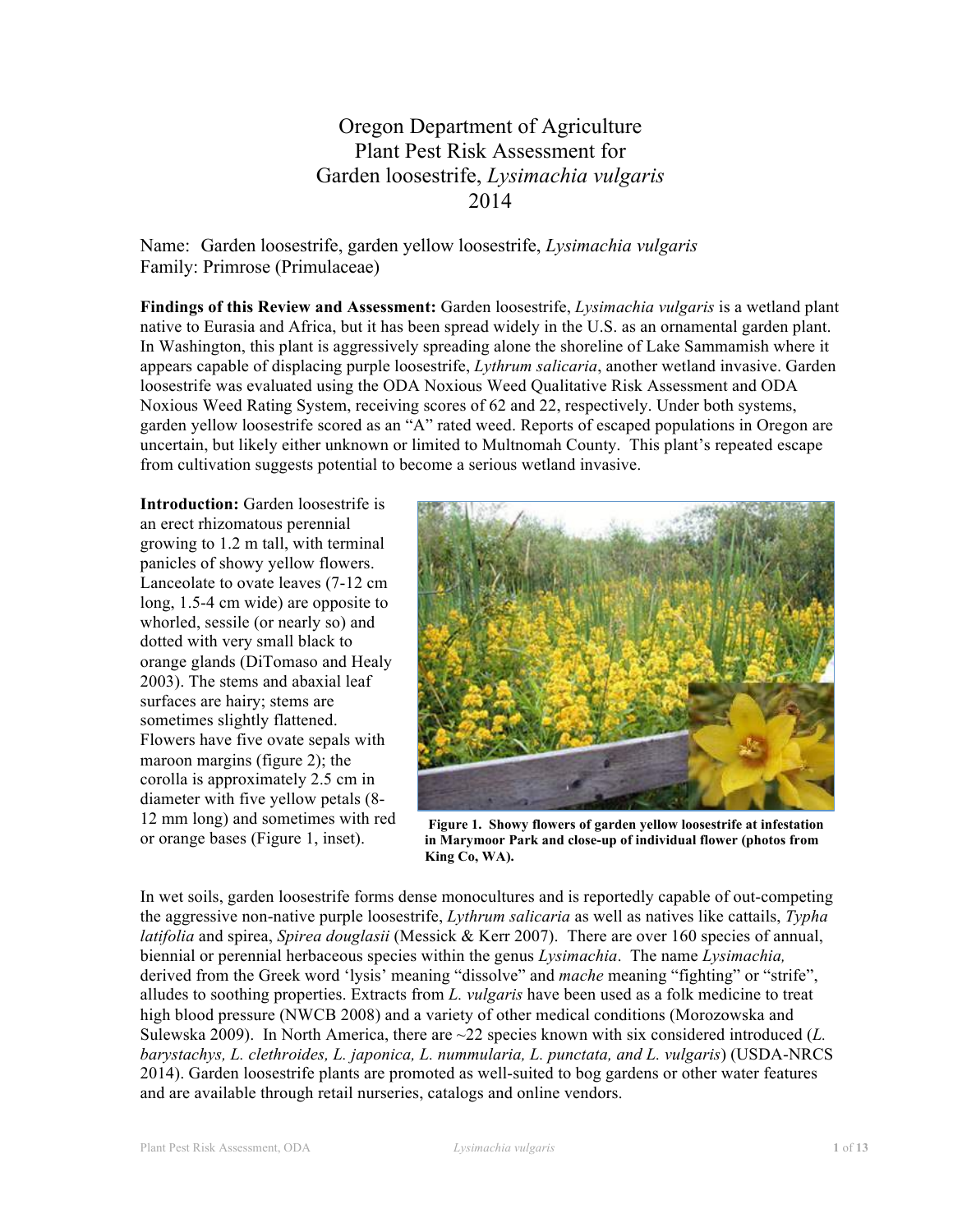# Oregon Department of Agriculture
# Plant Pest Risk Assessment for
# Garden loosestrife, *Lysimachia vulgaris*
# 2014

Name: Garden loosestrife, garden yellow loosestrife, *Lysimachia vulgaris*
Family: Primrose (Primulaceae)

**Findings of this Review and Assessment:** Garden loosestrife, *Lysimachia vulgaris* is a wetland plant native to Eurasia and Africa, but it has been spread widely in the U.S. as an ornamental garden plant. In Washington, this plant is aggressively spreading alone the shoreline of Lake Sammamish where it appears capable of displacing purple loosestrife, *Lythrum salicaria*, another wetland invasive. Garden loosestrife was evaluated using the ODA Noxious Weed Qualitative Risk Assessment and ODA Noxious Weed Rating System, receiving scores of 62 and 22, respectively. Under both systems, garden yellow loosestrife scored as an "A" rated weed. Reports of escaped populations in Oregon are uncertain, but likely either unknown or limited to Multnomah County. This plant's repeated escape from cultivation suggests potential to become a serious wetland invasive.

**Introduction:** Garden loosestrife is an erect rhizomatous perennial growing to 1.2 m tall, with terminal panicles of showy yellow flowers. Lanceolate to ovate leaves (7-12 cm long, 1.5-4 cm wide) are opposite to whorled, sessile (or nearly so) and dotted with very small black to orange glands (DiTomaso and Healy 2003). The stems and abaxial leaf surfaces are hairy; stems are sometimes slightly flattened. Flowers have five ovate sepals with maroon margins (figure 2); the corolla is approximately 2.5 cm in diameter with five yellow petals (8-12 mm long) and sometimes with red or orange bases (Figure 1, inset).

**Figure 1. Showy flowers of garden yellow loosestrife at infestation in Marymoor Park and close-up of individual flower (photos from King Co, WA).**

In wet soils, garden loosestrife forms dense monocultures and is reportedly capable of out-competing the aggressive non-native purple loosestrife, *Lythrum salicaria* as well as natives like cattails, *Typha latifolia* and spirea, *Spirea douglasii* (Messick & Kerr 2007). There are over 160 species of annual, biennial or perennial herbaceous species within the genus *Lysimachia*. The name *Lysimachia,* derived from the Greek word 'lysis' meaning "dissolve" and *mache* meaning "fighting" or "strife", alludes to soothing properties. Extracts from *L. vulgaris* have been used as a folk medicine to treat high blood pressure (NWCB 2008) and a variety of other medical conditions (Morozowska and Sulewska 2009). In North America, there are ~22 species known with six considered introduced (*L. barystachys, L. clethroides, L. japonica, L. nummularia, L. punctata, and L. vulgaris*) (USDA-NRCS 2014). Garden loosestrife plants are promoted as well-suited to bog gardens or other water features and are available through retail nurseries, catalogs and online vendors.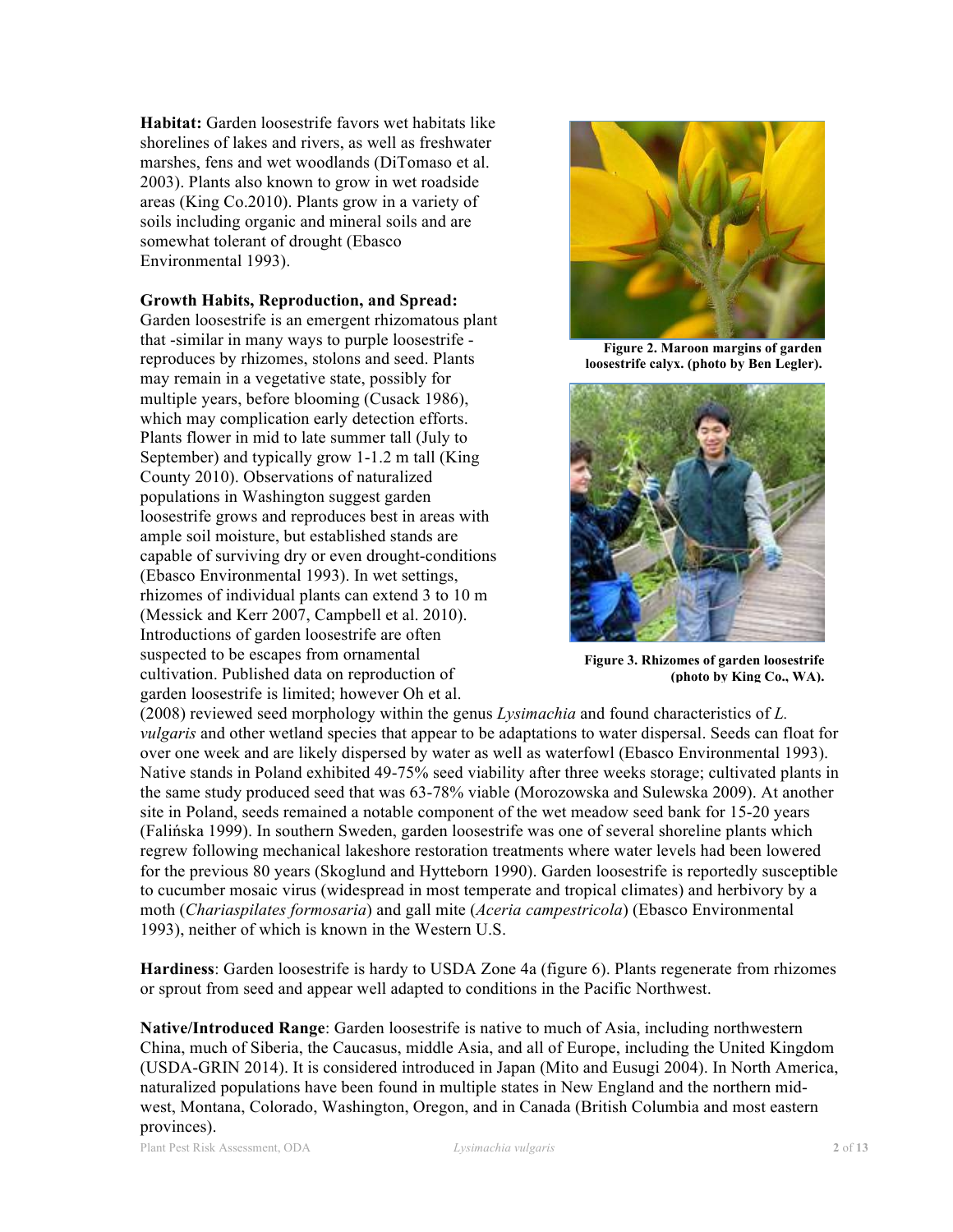**Habitat:** Garden loosestrife favors wet habitats like shorelines of lakes and rivers, as well as freshwater marshes, fens and wet woodlands (DiTomaso et al. 2003). Plants also known to grow in wet roadside areas (King Co.2010). Plants grow in a variety of soils including organic and mineral soils and are somewhat tolerant of drought (Ebasco Environmental 1993).

**Growth Habits, Reproduction, and Spread:** Garden loosestrife is an emergent rhizomatous plant that -similar in many ways to purple loosestrife - reproduces by rhizomes, stolons and seed. Plants may remain in a vegetative state, possibly for multiple years, before blooming (Cusack 1986), which may complication early detection efforts. Plants flower in mid to late summer tall (July to September) and typically grow 1-1.2 m tall (King County 2010). Observations of naturalized populations in Washington suggest garden loosestrife grows and reproduces best in areas with ample soil moisture, but established stands are capable of surviving dry or even drought-conditions (Ebasco Environmental 1993). In wet settings, rhizomes of individual plants can extend 3 to 10 m (Messick and Kerr 2007, Campbell et al. 2010). Introductions of garden loosestrife are often suspected to be escapes from ornamental cultivation. Published data on reproduction of garden loosestrife is limited; however Oh et al. (2008) reviewed seed morphology within the genus *Lysimachia* and found characteristics of *L. vulgaris* and other wetland species that appear to be adaptations to water dispersal. Seeds can float for over one week and are likely dispersed by water as well as waterfowl (Ebasco Environmental 1993). Native stands in Poland exhibited 49-75% seed viability after three weeks storage; cultivated plants in the same study produced seed that was 63-78% viable (Morozowska and Sulewska 2009). At another site in Poland, seeds remained a notable component of the wet meadow seed bank for 15-20 years (Falińska 1999). In southern Sweden, garden loosestrife was one of several shoreline plants which regrew following mechanical lakeshore restoration treatments where water levels had been lowered for the previous 80 years (Skoglund and Hytteborn 1990). Garden loosestrife is reportedly susceptible to cucumber mosaic virus (widespread in most temperate and tropical climates) and herbivory by a moth (*Chariaspilates formosaria*) and gall mite (*Aceria campestricola*) (Ebasco Environmental 1993), neither of which is known in the Western U.S.

**Figure 2. Maroon margins of garden loosestrife calyx. (photo by Ben Legler).**

**Figure 3. Rhizomes of garden loosestrife (photo by King Co., WA).**

**Hardiness**: Garden loosestrife is hardy to USDA Zone 4a (figure 6). Plants regenerate from rhizomes or sprout from seed and appear well adapted to conditions in the Pacific Northwest.

**Native/Introduced Range**: Garden loosestrife is native to much of Asia, including northwestern China, much of Siberia, the Caucasus, middle Asia, and all of Europe, including the United Kingdom (USDA-GRIN 2014). It is considered introduced in Japan (Mito and Eusugi 2004). In North America, naturalized populations have been found in multiple states in New England and the northern mid-west, Montana, Colorado, Washington, Oregon, and in Canada (British Columbia and most eastern provinces).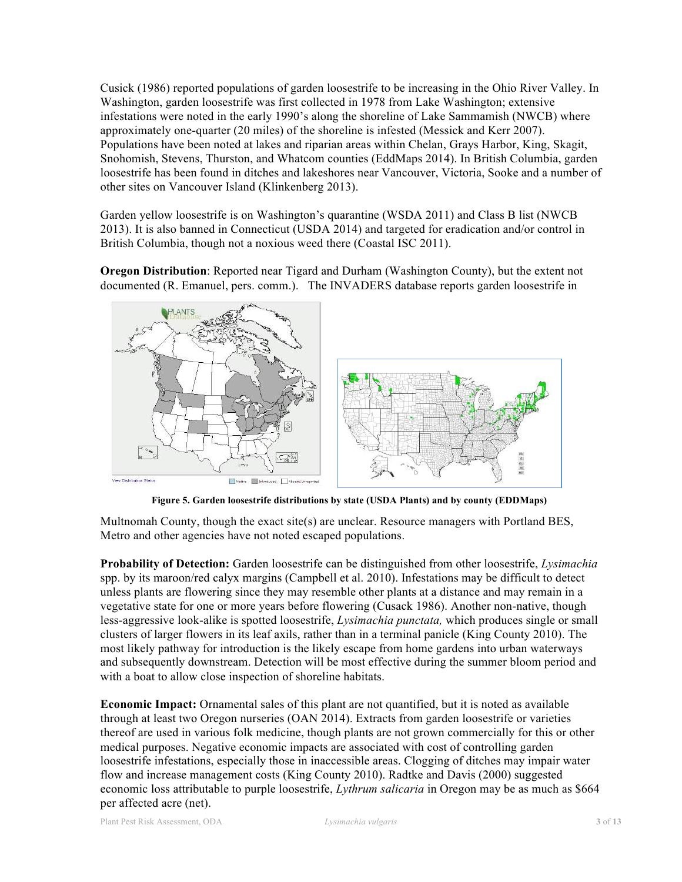Cusick (1986) reported populations of garden loosestrife to be increasing in the Ohio River Valley. In Washington, garden loosestrife was first collected in 1978 from Lake Washington; extensive infestations were noted in the early 1990's along the shoreline of Lake Sammamish (NWCB) where approximately one-quarter (20 miles) of the shoreline is infested (Messick and Kerr 2007). Populations have been noted at lakes and riparian areas within Chelan, Grays Harbor, King, Skagit, Snohomish, Stevens, Thurston, and Whatcom counties (EddMaps 2014). In British Columbia, garden loosestrife has been found in ditches and lakeshores near Vancouver, Victoria, Sooke and a number of other sites on Vancouver Island (Klinkenberg 2013).

Garden yellow loosestrife is on Washington's quarantine (WSDA 2011) and Class B list (NWCB 2013). It is also banned in Connecticut (USDA 2014) and targeted for eradication and/or control in British Columbia, though not a noxious weed there (Coastal ISC 2011).

**Oregon Distribution**: Reported near Tigard and Durham (Washington County), but the extent not documented (R. Emanuel, pers. comm.). The INVADERS database reports garden loosestrife in Multnomah County, though the exact site(s) are unclear. Resource managers with Portland BES, Metro and other agencies have not noted escaped populations.

**Figure 5. Garden loosestrife distributions by state (USDA Plants) and by county (EDDMaps)**

**Probability of Detection:** Garden loosestrife can be distinguished from other loosestrife, *Lysimachia* spp. by its maroon/red calyx margins (Campbell et al. 2010). Infestations may be difficult to detect unless plants are flowering since they may resemble other plants at a distance and may remain in a vegetative state for one or more years before flowering (Cusack 1986). Another non-native, though less-aggressive look-alike is spotted loosestrife, *Lysimachia punctata,* which produces single or small clusters of larger flowers in its leaf axils, rather than in a terminal panicle (King County 2010). The most likely pathway for introduction is the likely escape from home gardens into urban waterways and subsequently downstream. Detection will be most effective during the summer bloom period and with a boat to allow close inspection of shoreline habitats.

**Economic Impact:** Ornamental sales of this plant are not quantified, but it is noted as available through at least two Oregon nurseries (OAN 2014). Extracts from garden loosestrife or varieties thereof are used in various folk medicine, though plants are not grown commercially for this or other medical purposes. Negative economic impacts are associated with cost of controlling garden loosestrife infestations, especially those in inaccessible areas. Clogging of ditches may impair water flow and increase management costs (King County 2010). Radtke and Davis (2000) suggested economic loss attributable to purple loosestrife, *Lythrum salicaria* in Oregon may be as much as $664 per affected acre (net).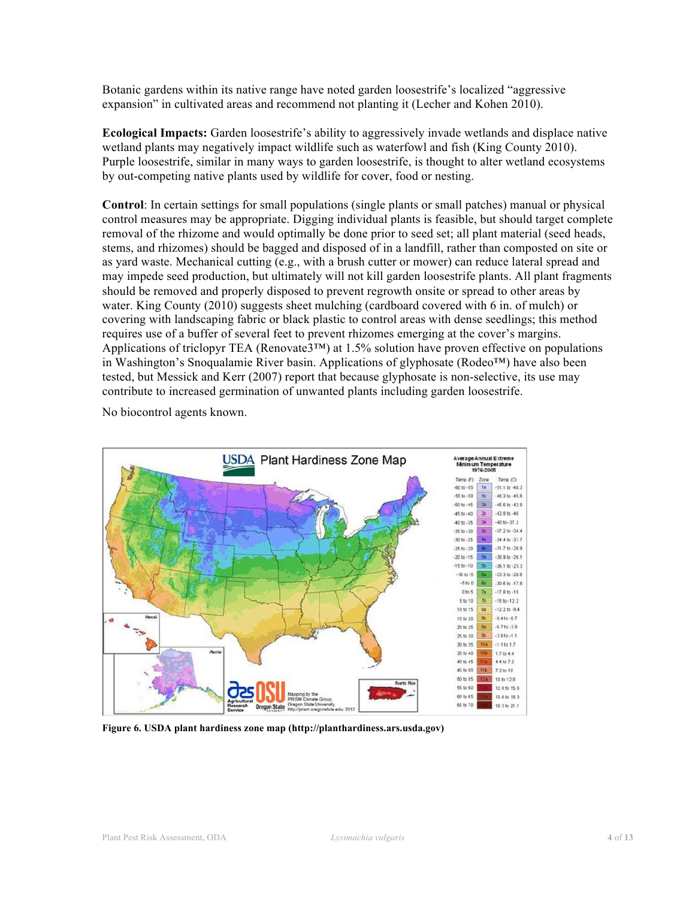Botanic gardens within its native range have noted garden loosestrife's localized "aggressive expansion" in cultivated areas and recommend not planting it (Lecher and Kohen 2010).

**Ecological Impacts:** Garden loosestrife's ability to aggressively invade wetlands and displace native wetland plants may negatively impact wildlife such as waterfowl and fish (King County 2010). Purple loosestrife, similar in many ways to garden loosestrife, is thought to alter wetland ecosystems by out-competing native plants used by wildlife for cover, food or nesting.

**Control**: In certain settings for small populations (single plants or small patches) manual or physical control measures may be appropriate. Digging individual plants is feasible, but should target complete removal of the rhizome and would optimally be done prior to seed set; all plant material (seed heads, stems, and rhizomes) should be bagged and disposed of in a landfill, rather than composted on site or as yard waste. Mechanical cutting (e.g., with a brush cutter or mower) can reduce lateral spread and may impede seed production, but ultimately will not kill garden loosestrife plants. All plant fragments should be removed and properly disposed to prevent regrowth onsite or spread to other areas by water. King County (2010) suggests sheet mulching (cardboard covered with 6 in. of mulch) or covering with landscaping fabric or black plastic to control areas with dense seedlings; this method requires use of a buffer of several feet to prevent rhizomes emerging at the cover's margins. Applications of triclopyr TEA (Renovate3™) at 1.5% solution have proven effective on populations in Washington's Snoqualamie River basin. Applications of glyphosate (Rodeo™) have also been tested, but Messick and Kerr (2007) report that because glyphosate is non-selective, its use may contribute to increased germination of unwanted plants including garden loosestrife.

No biocontrol agents known.

**Figure 6. USDA plant hardiness zone map (http://planthardiness.ars.usda.gov)**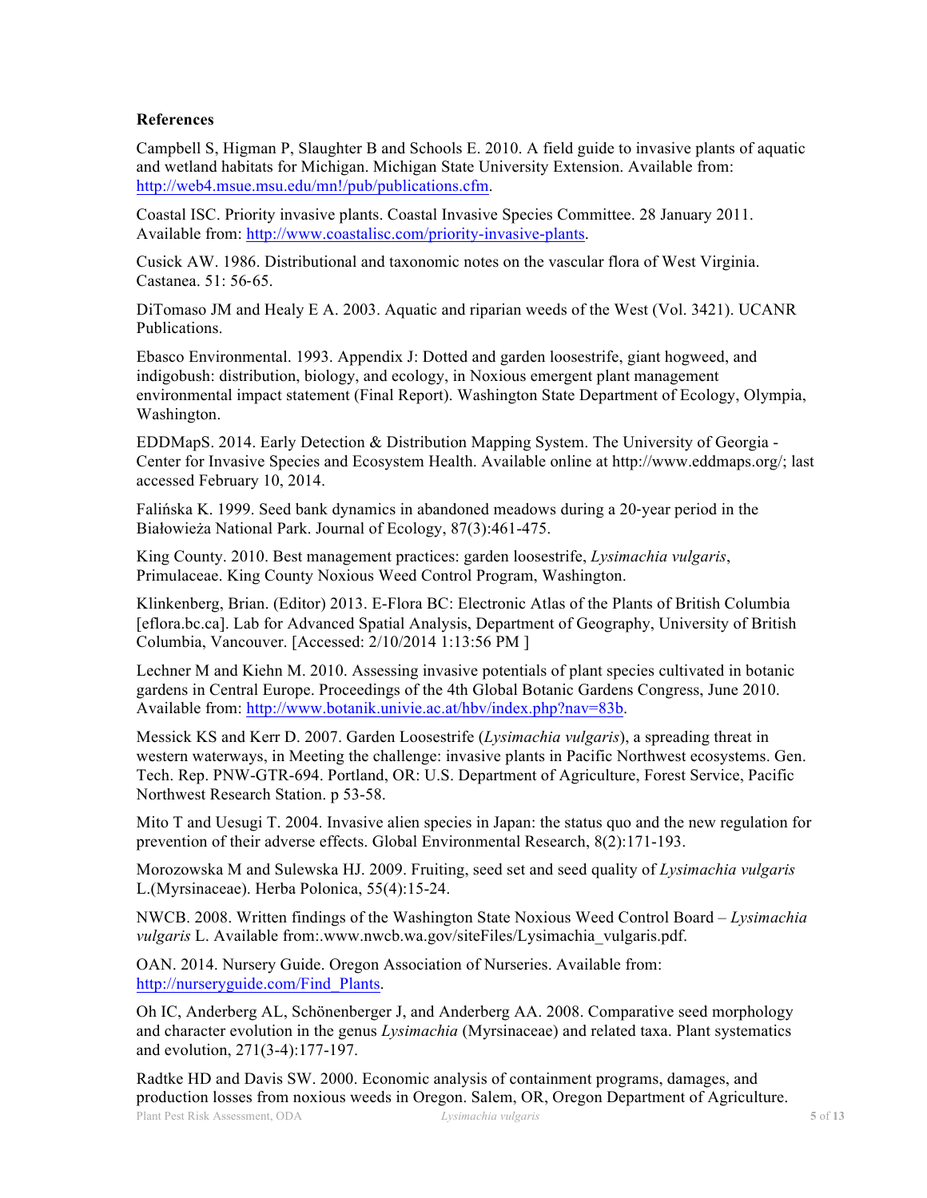**References**

Campbell S, Higman P, Slaughter B and Schools E. 2010. A field guide to invasive plants of aquatic and wetland habitats for Michigan. Michigan State University Extension. Available from: http://web4.msue.msu.edu/mn!/pub/publications.cfm.

Coastal ISC. Priority invasive plants. Coastal Invasive Species Committee. 28 January 2011. Available from: http://www.coastalisc.com/priority-invasive-plants.

Cusick AW. 1986. Distributional and taxonomic notes on the vascular flora of West Virginia. Castanea. 51: 56-65.

DiTomaso JM and Healy E A. 2003. Aquatic and riparian weeds of the West (Vol. 3421). UCANR Publications.

Ebasco Environmental. 1993. Appendix J: Dotted and garden loosestrife, giant hogweed, and indigobush: distribution, biology, and ecology, in Noxious emergent plant management environmental impact statement (Final Report). Washington State Department of Ecology, Olympia, Washington.

EDDMapS. 2014. Early Detection & Distribution Mapping System. The University of Georgia - Center for Invasive Species and Ecosystem Health. Available online at http://www.eddmaps.org/; last accessed February 10, 2014.

Falińska K. 1999. Seed bank dynamics in abandoned meadows during a 20-year period in the Białowieża National Park. Journal of Ecology, 87(3):461-475.

King County. 2010. Best management practices: garden loosestrife, *Lysimachia vulgaris*, Primulaceae. King County Noxious Weed Control Program, Washington.

Klinkenberg, Brian. (Editor) 2013. E-Flora BC: Electronic Atlas of the Plants of British Columbia [eflora.bc.ca]. Lab for Advanced Spatial Analysis, Department of Geography, University of British Columbia, Vancouver. [Accessed: 2/10/2014 1:13:56 PM ]

Lechner M and Kiehn M. 2010. Assessing invasive potentials of plant species cultivated in botanic gardens in Central Europe. Proceedings of the 4th Global Botanic Gardens Congress, June 2010. Available from: http://www.botanik.univie.ac.at/hbv/index.php?nav=83b.

Messick KS and Kerr D. 2007. Garden Loosestrife (*Lysimachia vulgaris*), a spreading threat in western waterways, in Meeting the challenge: invasive plants in Pacific Northwest ecosystems. Gen. Tech. Rep. PNW-GTR-694. Portland, OR: U.S. Department of Agriculture, Forest Service, Pacific Northwest Research Station. p 53-58.

Mito T and Uesugi T. 2004. Invasive alien species in Japan: the status quo and the new regulation for prevention of their adverse effects. Global Environmental Research, 8(2):171-193.

Morozowska M and Sulewska HJ. 2009. Fruiting, seed set and seed quality of *Lysimachia vulgaris* L.(Myrsinaceae). Herba Polonica, 55(4):15-24.

NWCB. 2008. Written findings of the Washington State Noxious Weed Control Board – *Lysimachia vulgaris* L. Available from:.www.nwcb.wa.gov/siteFiles/Lysimachia_vulgaris.pdf.

OAN. 2014. Nursery Guide. Oregon Association of Nurseries. Available from: http://nurseryguide.com/Find_Plants.

Oh IC, Anderberg AL, Schönenberger J, and Anderberg AA. 2008. Comparative seed morphology and character evolution in the genus *Lysimachia* (Myrsinaceae) and related taxa. Plant systematics and evolution, 271(3-4):177-197.

Radtke HD and Davis SW. 2000. Economic analysis of containment programs, damages, and production losses from noxious weeds in Oregon. Salem, OR, Oregon Department of Agriculture.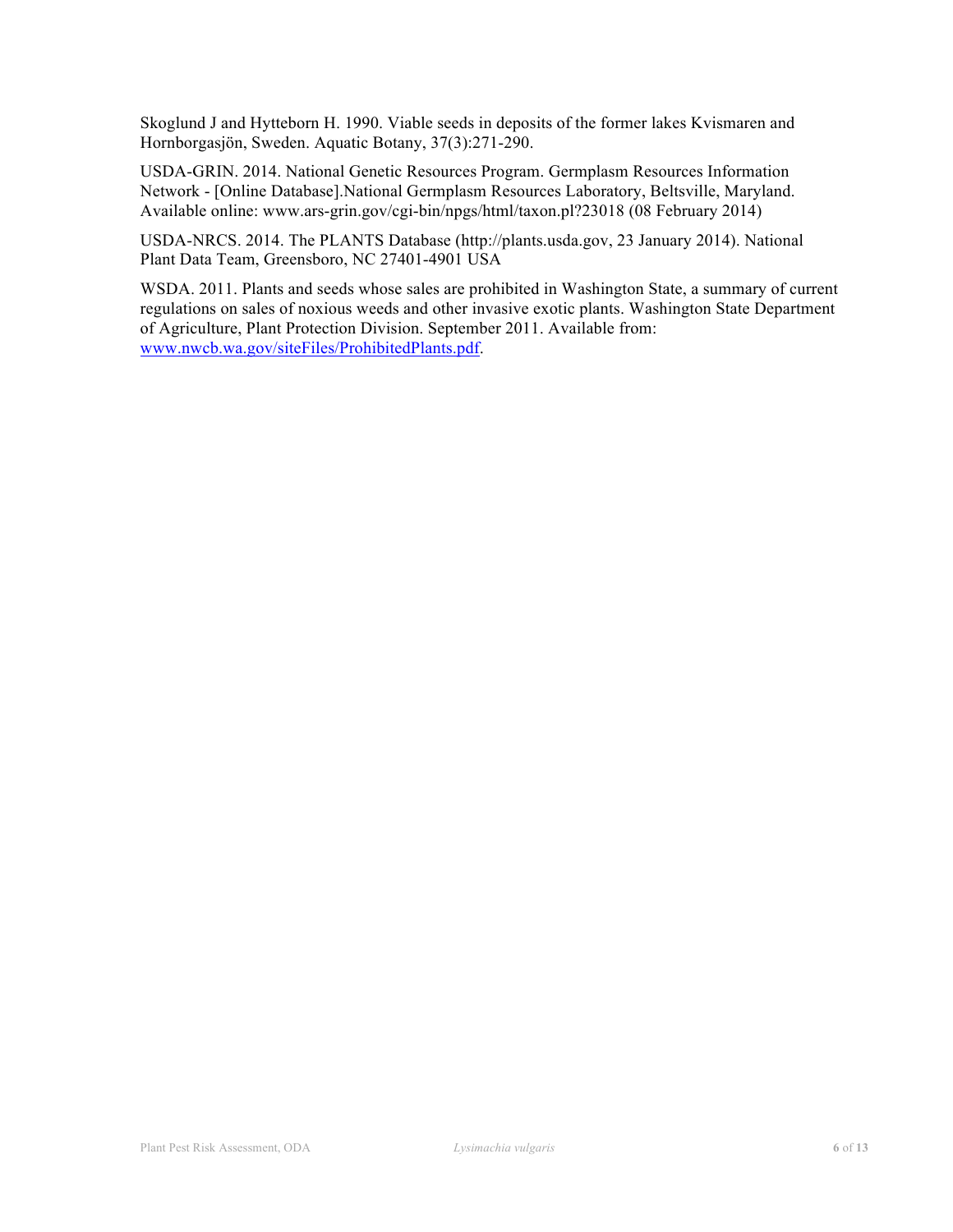Skoglund J and Hytteborn H. 1990. Viable seeds in deposits of the former lakes Kvismaren and Hornborgasjön, Sweden. Aquatic Botany, 37(3):271-290.

USDA-GRIN. 2014. National Genetic Resources Program. Germplasm Resources Information Network - [Online Database].National Germplasm Resources Laboratory, Beltsville, Maryland. Available online: www.ars-grin.gov/cgi-bin/npgs/html/taxon.pl?23018 (08 February 2014)

USDA-NRCS. 2014. The PLANTS Database (http://plants.usda.gov, 23 January 2014). National Plant Data Team, Greensboro, NC 27401-4901 USA

WSDA. 2011. Plants and seeds whose sales are prohibited in Washington State, a summary of current regulations on sales of noxious weeds and other invasive exotic plants. Washington State Department of Agriculture, Plant Protection Division. September 2011. Available from: [www.nwcb.wa.gov/siteFiles/ProhibitedPlants.pdf](www.nwcb.wa.gov/siteFiles/ProhibitedPlants.pdf).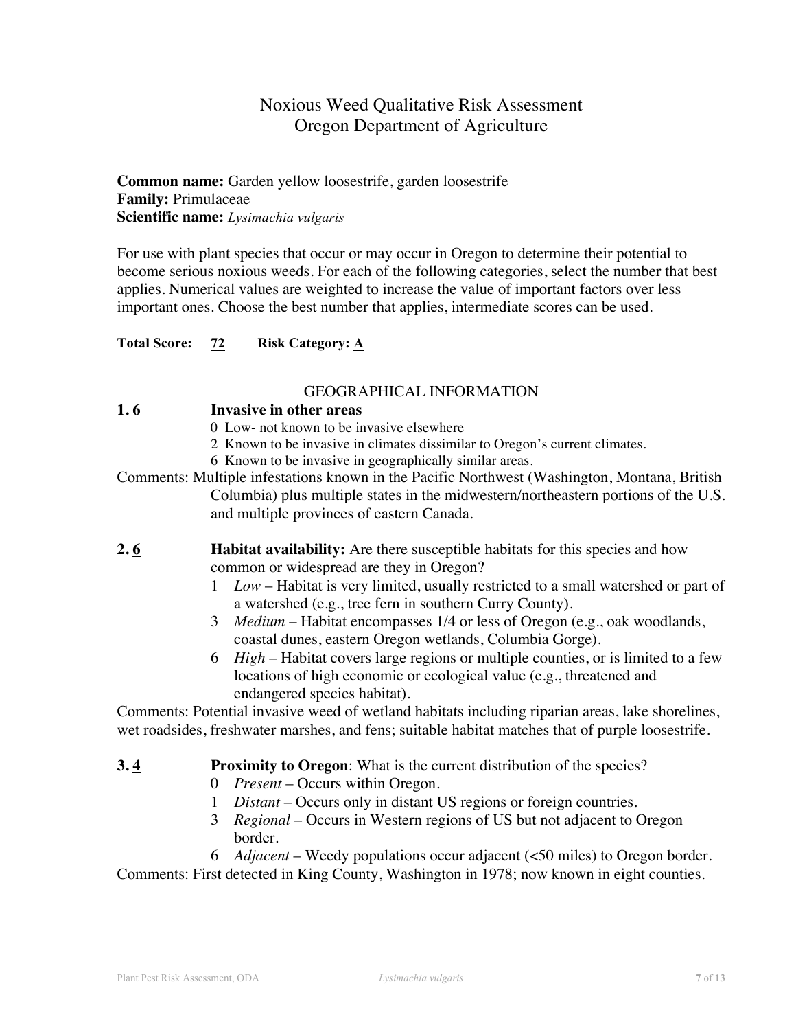# Noxious Weed Qualitative Risk Assessment
# Oregon Department of Agriculture

**Common name:** Garden yellow loosestrife, garden loosestrife
**Family:** Primulaceae
**Scientific name:** *Lysimachia vulgaris*

For use with plant species that occur or may occur in Oregon to determine their potential to become serious noxious weeds. For each of the following categories, select the number that best applies. Numerical values are weighted to increase the value of important factors over less important ones. Choose the best number that applies, intermediate scores can be used.

**Total Score:** **72** **Risk Category: A**

## GEOGRAPHICAL INFORMATION

**1. 6** **Invasive in other areas**

- 0 Low- not known to be invasive elsewhere
- 2 Known to be invasive in climates dissimilar to Oregon's current climates.
- 6 Known to be invasive in geographically similar areas.

Comments: Multiple infestations known in the Pacific Northwest (Washington, Montana, British Columbia) plus multiple states in the midwestern/northeastern portions of the U.S. and multiple provinces of eastern Canada.

**2. 6** **Habitat availability:** Are there susceptible habitats for this species and how common or widespread are they in Oregon?

- 1 *Low* – Habitat is very limited, usually restricted to a small watershed or part of a watershed (e.g., tree fern in southern Curry County).
- 3 *Medium* – Habitat encompasses 1/4 or less of Oregon (e.g., oak woodlands, coastal dunes, eastern Oregon wetlands, Columbia Gorge).
- 6 *High* – Habitat covers large regions or multiple counties, or is limited to a few locations of high economic or ecological value (e.g., threatened and endangered species habitat).

Comments: Potential invasive weed of wetland habitats including riparian areas, lake shorelines, wet roadsides, freshwater marshes, and fens; suitable habitat matches that of purple loosestrife.

**3. 4** **Proximity to Oregon**: What is the current distribution of the species?

- 0 *Present* – Occurs within Oregon.
- 1 *Distant* – Occurs only in distant US regions or foreign countries.
- 3 *Regional* – Occurs in Western regions of US but not adjacent to Oregon border.
- 6 *Adjacent* – Weedy populations occur adjacent (<50 miles) to Oregon border.

Comments: First detected in King County, Washington in 1978; now known in eight counties.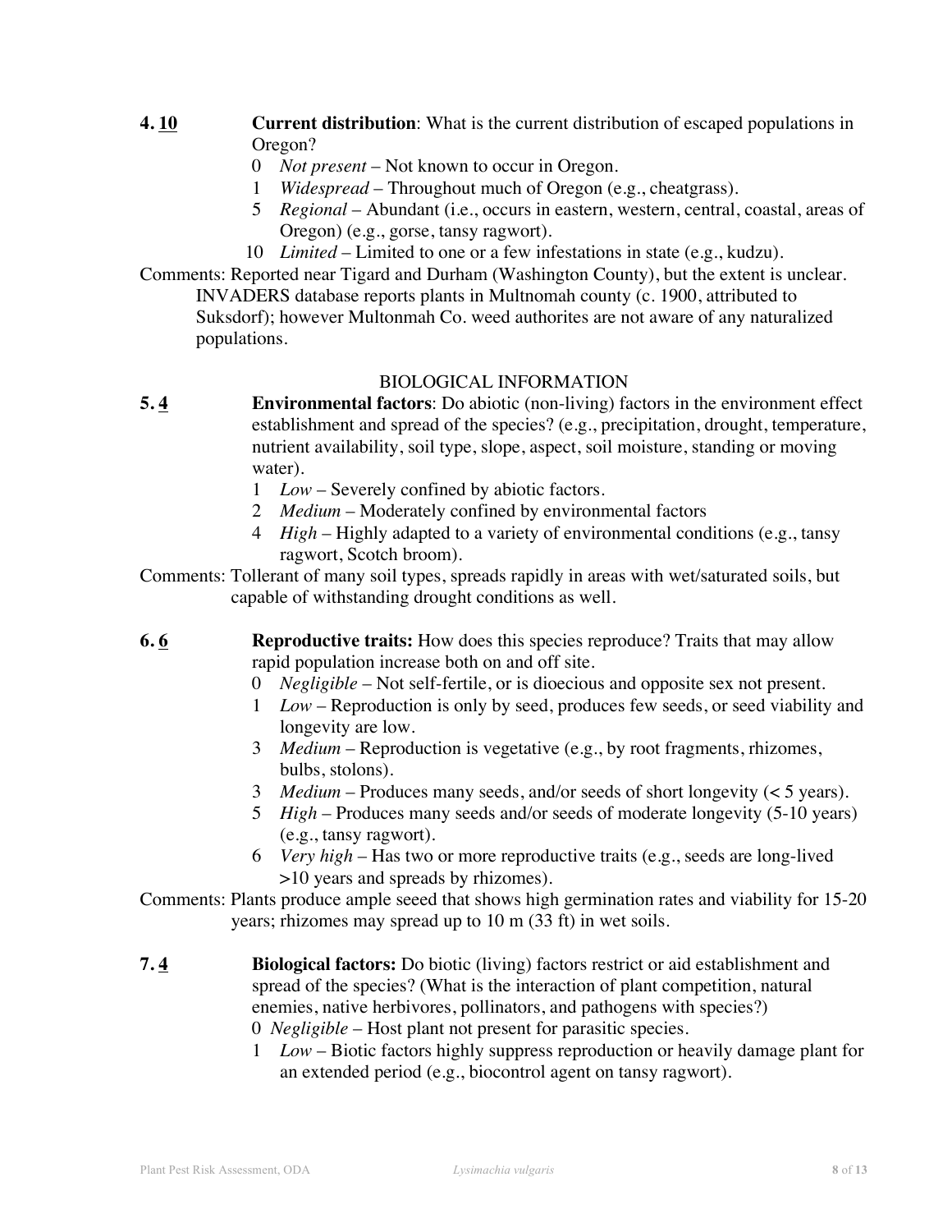**4. <u>10</u>** **Current distribution**: What is the current distribution of escaped populations in Oregon?

- 0 *Not present* – Not known to occur in Oregon.
- 1 *Widespread* – Throughout much of Oregon (e.g., cheatgrass).
- 5 *Regional* – Abundant (i.e., occurs in eastern, western, central, coastal, areas of Oregon) (e.g., gorse, tansy ragwort).
- 10 *Limited* – Limited to one or a few infestations in state (e.g., kudzu).

Comments: Reported near Tigard and Durham (Washington County), but the extent is unclear. INVADERS database reports plants in Multnomah county (c. 1900, attributed to Suksdorf); however Multonmah Co. weed authorites are not aware of any naturalized populations.

## BIOLOGICAL INFORMATION

**5. <u>4</u>** **Environmental factors**: Do abiotic (non-living) factors in the environment effect establishment and spread of the species? (e.g., precipitation, drought, temperature, nutrient availability, soil type, slope, aspect, soil moisture, standing or moving water).

- 1 *Low* – Severely confined by abiotic factors.
- 2 *Medium* – Moderately confined by environmental factors
- 4 *High* – Highly adapted to a variety of environmental conditions (e.g., tansy ragwort, Scotch broom).

Comments: Tollerant of many soil types, spreads rapidly in areas with wet/saturated soils, but capable of withstanding drought conditions as well.

**6. <u>6</u>** **Reproductive traits:** How does this species reproduce? Traits that may allow rapid population increase both on and off site.

- 0 *Negligible* – Not self-fertile, or is dioecious and opposite sex not present.
- 1 *Low* – Reproduction is only by seed, produces few seeds, or seed viability and longevity are low.
- 3 *Medium* – Reproduction is vegetative (e.g., by root fragments, rhizomes, bulbs, stolons).
- 3 *Medium* – Produces many seeds, and/or seeds of short longevity (< 5 years).
- 5 *High* – Produces many seeds and/or seeds of moderate longevity (5-10 years) (e.g., tansy ragwort).
- 6 *Very high* – Has two or more reproductive traits (e.g., seeds are long-lived >10 years and spreads by rhizomes).

Comments: Plants produce ample seeed that shows high germination rates and viability for 15-20 years; rhizomes may spread up to 10 m (33 ft) in wet soils.

**7. <u>4</u>** **Biological factors:** Do biotic (living) factors restrict or aid establishment and spread of the species? (What is the interaction of plant competition, natural enemies, native herbivores, pollinators, and pathogens with species?)

- 0 *Negligible* – Host plant not present for parasitic species.
- 1 *Low* – Biotic factors highly suppress reproduction or heavily damage plant for an extended period (e.g., biocontrol agent on tansy ragwort).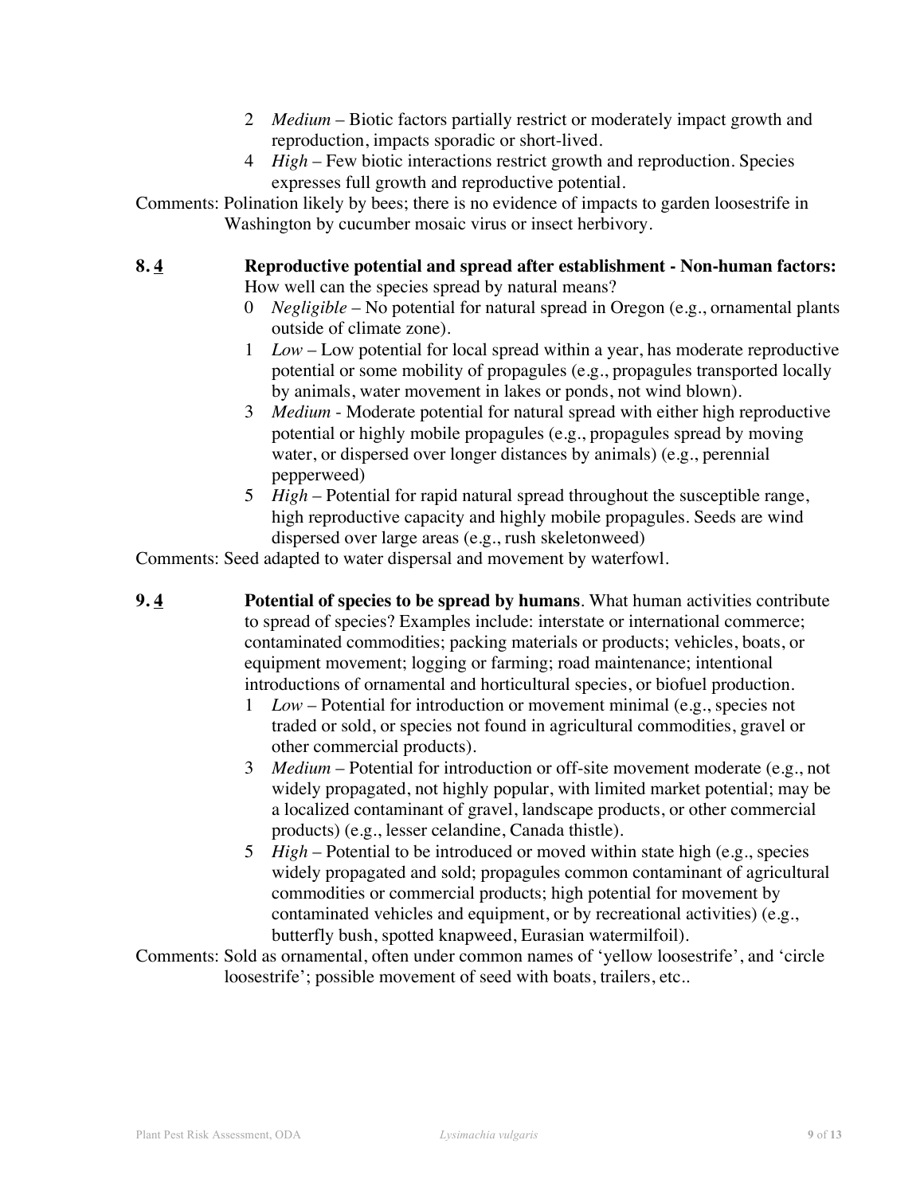2 *Medium* – Biotic factors partially restrict or moderately impact growth and reproduction, impacts sporadic or short-lived.

4 *High* – Few biotic interactions restrict growth and reproduction. Species expresses full growth and reproductive potential.

Comments: Polination likely by bees; there is no evidence of impacts to garden loosestrife in Washington by cucumber mosaic virus or insect herbivory.

**8. <u>4</u>** **Reproductive potential and spread after establishment - Non-human factors:** How well can the species spread by natural means?

0 *Negligible* – No potential for natural spread in Oregon (e.g., ornamental plants outside of climate zone).

1 *Low* – Low potential for local spread within a year, has moderate reproductive potential or some mobility of propagules (e.g., propagules transported locally by animals, water movement in lakes or ponds, not wind blown).

3 *Medium* - Moderate potential for natural spread with either high reproductive potential or highly mobile propagules (e.g., propagules spread by moving water, or dispersed over longer distances by animals) (e.g., perennial pepperweed)

5 *High* – Potential for rapid natural spread throughout the susceptible range, high reproductive capacity and highly mobile propagules. Seeds are wind dispersed over large areas (e.g., rush skeletonweed)

Comments: Seed adapted to water dispersal and movement by waterfowl.

**9. <u>4</u>** **Potential of species to be spread by humans**. What human activities contribute to spread of species? Examples include: interstate or international commerce; contaminated commodities; packing materials or products; vehicles, boats, or equipment movement; logging or farming; road maintenance; intentional introductions of ornamental and horticultural species, or biofuel production.

1 *Low* – Potential for introduction or movement minimal (e.g., species not traded or sold, or species not found in agricultural commodities, gravel or other commercial products).

3 *Medium* – Potential for introduction or off-site movement moderate (e.g., not widely propagated, not highly popular, with limited market potential; may be a localized contaminant of gravel, landscape products, or other commercial products) (e.g., lesser celandine, Canada thistle).

5 *High* – Potential to be introduced or moved within state high (e.g., species widely propagated and sold; propagules common contaminant of agricultural commodities or commercial products; high potential for movement by contaminated vehicles and equipment, or by recreational activities) (e.g., butterfly bush, spotted knapweed, Eurasian watermilfoil).

Comments: Sold as ornamental, often under common names of 'yellow loosestrife', and 'circle loosestrife'; possible movement of seed with boats, trailers, etc..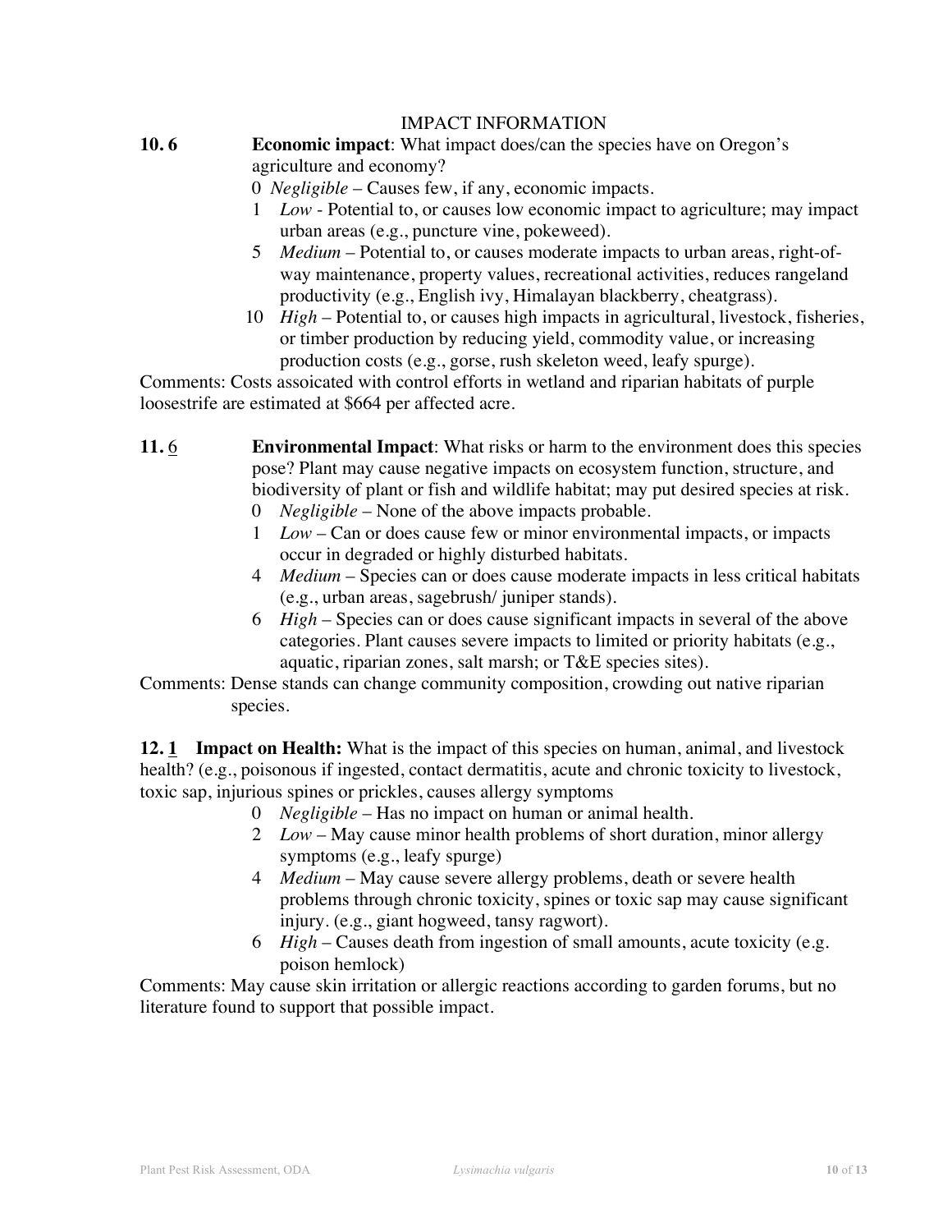IMPACT INFORMATION

**10. 6** **Economic impact**: What impact does/can the species have on Oregon's agriculture and economy?

- 0 *Negligible* – Causes few, if any, economic impacts.
- 1 *Low* - Potential to, or causes low economic impact to agriculture; may impact urban areas (e.g., puncture vine, pokeweed).
- 5 *Medium* – Potential to, or causes moderate impacts to urban areas, right-of-way maintenance, property values, recreational activities, reduces rangeland productivity (e.g., English ivy, Himalayan blackberry, cheatgrass).
- 10 *High* – Potential to, or causes high impacts in agricultural, livestock, fisheries, or timber production by reducing yield, commodity value, or increasing production costs (e.g., gorse, rush skeleton weed, leafy spurge).

Comments: Costs assoicated with control efforts in wetland and riparian habitats of purple loosestrife are estimated at $664 per affected acre.

**11.** 6 **Environmental Impact**: What risks or harm to the environment does this species pose? Plant may cause negative impacts on ecosystem function, structure, and biodiversity of plant or fish and wildlife habitat; may put desired species at risk.

- 0 *Negligible* – None of the above impacts probable.
- 1 *Low* – Can or does cause few or minor environmental impacts, or impacts occur in degraded or highly disturbed habitats.
- 4 *Medium* – Species can or does cause moderate impacts in less critical habitats (e.g., urban areas, sagebrush/ juniper stands).
- 6 *High* – Species can or does cause significant impacts in several of the above categories. Plant causes severe impacts to limited or priority habitats (e.g., aquatic, riparian zones, salt marsh; or T&E species sites).

Comments: Dense stands can change community composition, crowding out native riparian species.

**12. 1 Impact on Health:** What is the impact of this species on human, animal, and livestock health? (e.g., poisonous if ingested, contact dermatitis, acute and chronic toxicity to livestock, toxic sap, injurious spines or prickles, causes allergy symptoms

- 0 *Negligible* – Has no impact on human or animal health.
- 2 *Low* – May cause minor health problems of short duration, minor allergy symptoms (e.g., leafy spurge)
- 4 *Medium* – May cause severe allergy problems, death or severe health problems through chronic toxicity, spines or toxic sap may cause significant injury. (e.g., giant hogweed, tansy ragwort).
- 6 *High* – Causes death from ingestion of small amounts, acute toxicity (e.g. poison hemlock)

Comments: May cause skin irritation or allergic reactions according to garden forums, but no literature found to support that possible impact.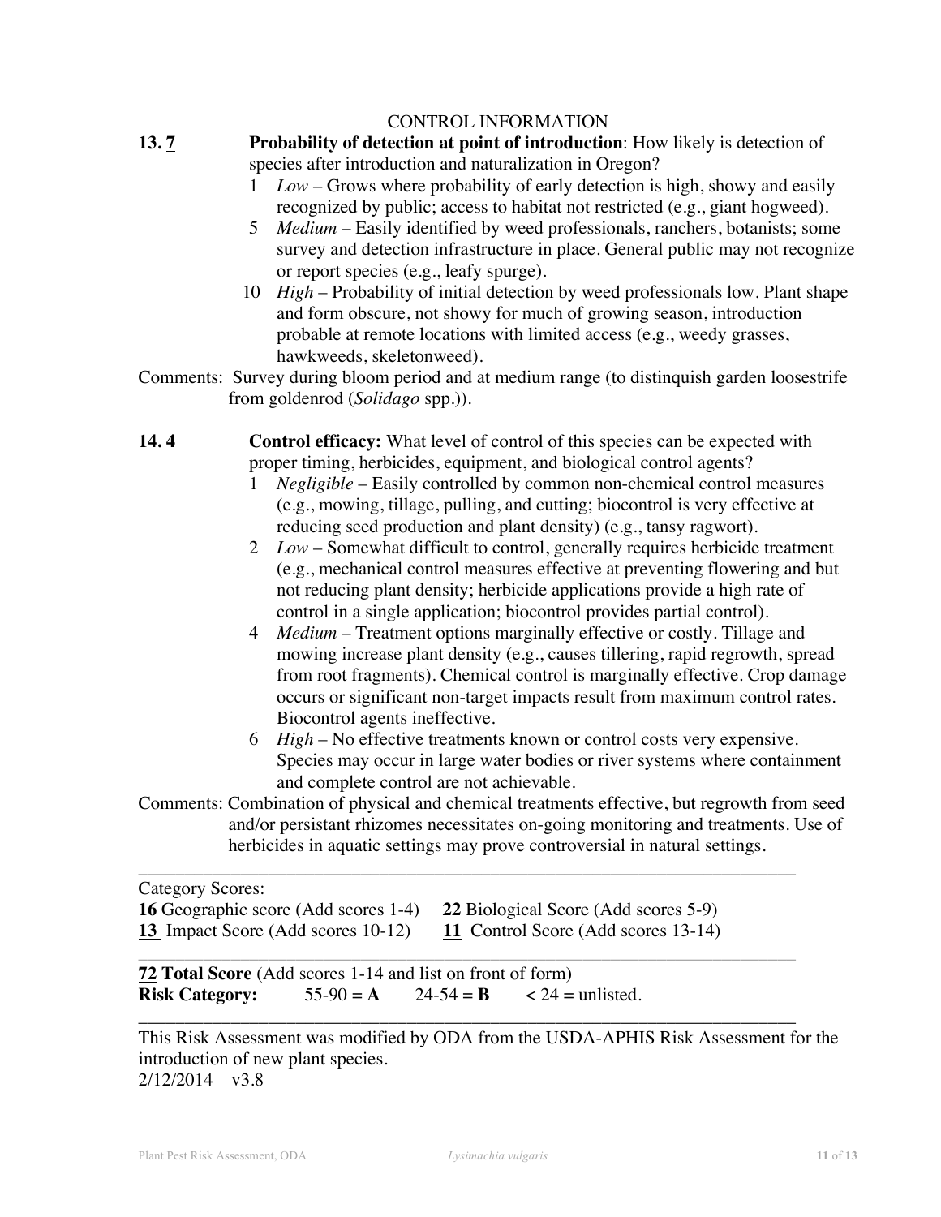## CONTROL INFORMATION

**13. 7** **Probability of detection at point of introduction**: How likely is detection of species after introduction and naturalization in Oregon?

1 *Low* – Grows where probability of early detection is high, showy and easily recognized by public; access to habitat not restricted (e.g., giant hogweed).

5 *Medium* – Easily identified by weed professionals, ranchers, botanists; some survey and detection infrastructure in place. General public may not recognize or report species (e.g., leafy spurge).

10 *High* – Probability of initial detection by weed professionals low. Plant shape and form obscure, not showy for much of growing season, introduction probable at remote locations with limited access (e.g., weedy grasses, hawkweeds, skeletonweed).

Comments: Survey during bloom period and at medium range (to distinquish garden loosestrife from goldenrod (*Solidago* spp.)).

**14. 4** **Control efficacy:** What level of control of this species can be expected with proper timing, herbicides, equipment, and biological control agents?

1 *Negligible* – Easily controlled by common non-chemical control measures (e.g., mowing, tillage, pulling, and cutting; biocontrol is very effective at reducing seed production and plant density) (e.g., tansy ragwort).

2 *Low* – Somewhat difficult to control, generally requires herbicide treatment (e.g., mechanical control measures effective at preventing flowering and but not reducing plant density; herbicide applications provide a high rate of control in a single application; biocontrol provides partial control).

4 *Medium* – Treatment options marginally effective or costly. Tillage and mowing increase plant density (e.g., causes tillering, rapid regrowth, spread from root fragments). Chemical control is marginally effective. Crop damage occurs or significant non-target impacts result from maximum control rates. Biocontrol agents ineffective.

6 *High* – No effective treatments known or control costs very expensive. Species may occur in large water bodies or river systems where containment and complete control are not achievable.

Comments: Combination of physical and chemical treatments effective, but regrowth from seed and/or persistant rhizomes necessitates on-going monitoring and treatments. Use of herbicides in aquatic settings may prove controversial in natural settings.

---

Category Scores:

**16** Geographic score (Add scores 1-4) **22** Biological Score (Add scores 5-9)

**13** Impact Score (Add scores 10-12) **11** Control Score (Add scores 13-14)

---

**72 Total Score** (Add scores 1-14 and list on front of form)

**Risk Category:** 55-90 = **A** 24-54 = **B** < 24 = unlisted.

---

This Risk Assessment was modified by ODA from the USDA-APHIS Risk Assessment for the introduction of new plant species.

2/12/2014 v3.8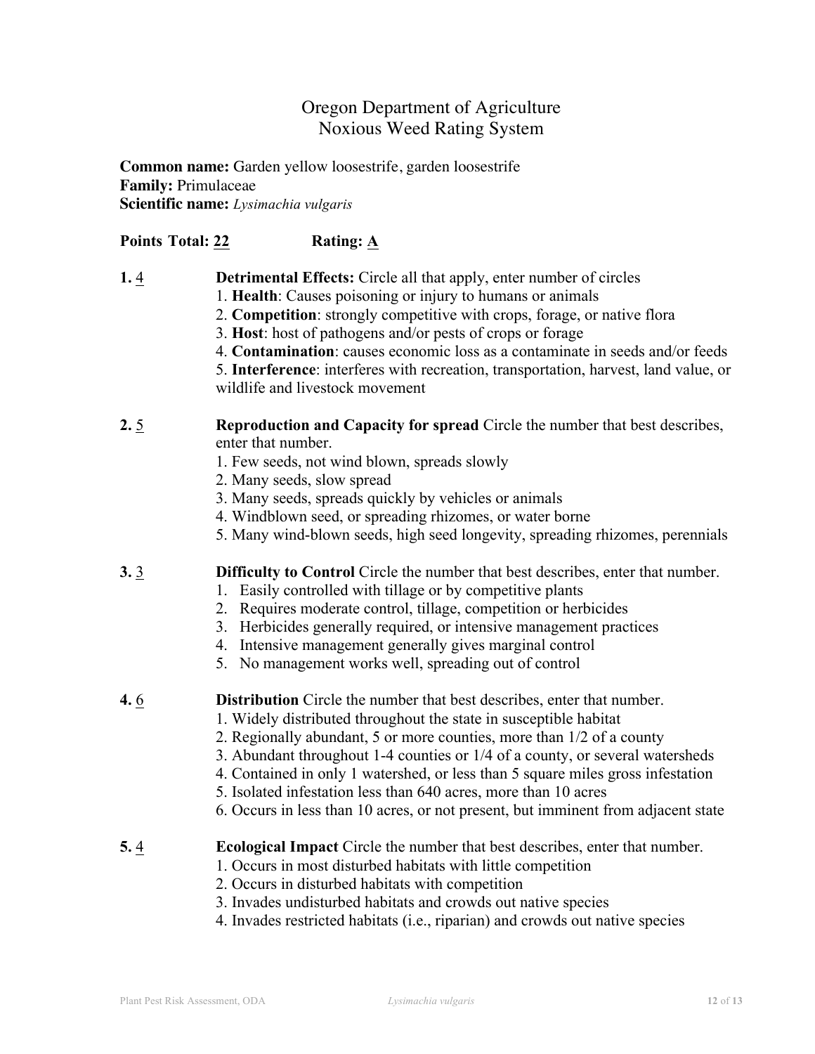# Oregon Department of Agriculture
# Noxious Weed Rating System

**Common name:** Garden yellow loosestrife, garden loosestrife
**Family:** Primulaceae
**Scientific name:** *Lysimachia vulgaris*

**Points Total: 22**   **Rating: A**

**1.** 4 **Detrimental Effects:** Circle all that apply, enter number of circles
1. **Health**: Causes poisoning or injury to humans or animals
2. **Competition**: strongly competitive with crops, forage, or native flora
3. **Host**: host of pathogens and/or pests of crops or forage
4. **Contamination**: causes economic loss as a contaminate in seeds and/or feeds
5. **Interference**: interferes with recreation, transportation, harvest, land value, or wildlife and livestock movement

**2.** 5 **Reproduction and Capacity for spread** Circle the number that best describes, enter that number.
1. Few seeds, not wind blown, spreads slowly
2. Many seeds, slow spread
3. Many seeds, spreads quickly by vehicles or animals
4. Windblown seed, or spreading rhizomes, or water borne
5. Many wind-blown seeds, high seed longevity, spreading rhizomes, perennials

**3.** 3 **Difficulty to Control** Circle the number that best describes, enter that number.
1. Easily controlled with tillage or by competitive plants
2. Requires moderate control, tillage, competition or herbicides
3. Herbicides generally required, or intensive management practices
4. Intensive management generally gives marginal control
5. No management works well, spreading out of control

**4.** 6 **Distribution** Circle the number that best describes, enter that number.
1. Widely distributed throughout the state in susceptible habitat
2. Regionally abundant, 5 or more counties, more than 1/2 of a county
3. Abundant throughout 1-4 counties or 1/4 of a county, or several watersheds
4. Contained in only 1 watershed, or less than 5 square miles gross infestation
5. Isolated infestation less than 640 acres, more than 10 acres
6. Occurs in less than 10 acres, or not present, but imminent from adjacent state

**5.** 4 **Ecological Impact** Circle the number that best describes, enter that number.
1. Occurs in most disturbed habitats with little competition
2. Occurs in disturbed habitats with competition
3. Invades undisturbed habitats and crowds out native species
4. Invades restricted habitats (i.e., riparian) and crowds out native species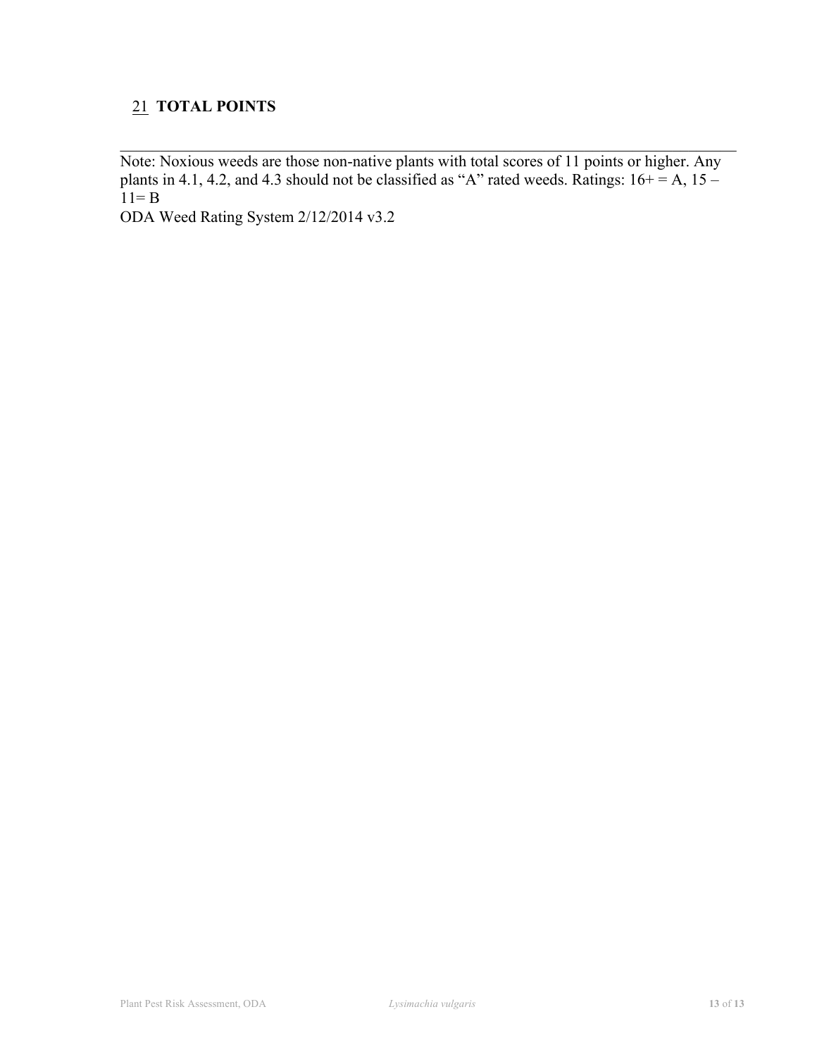21 **TOTAL POINTS**

---

Note: Noxious weeds are those non-native plants with total scores of 11 points or higher. Any plants in 4.1, 4.2, and 4.3 should not be classified as "A" rated weeds. Ratings: 16+ = A, 15 – 11= B

ODA Weed Rating System 2/12/2014 v3.2